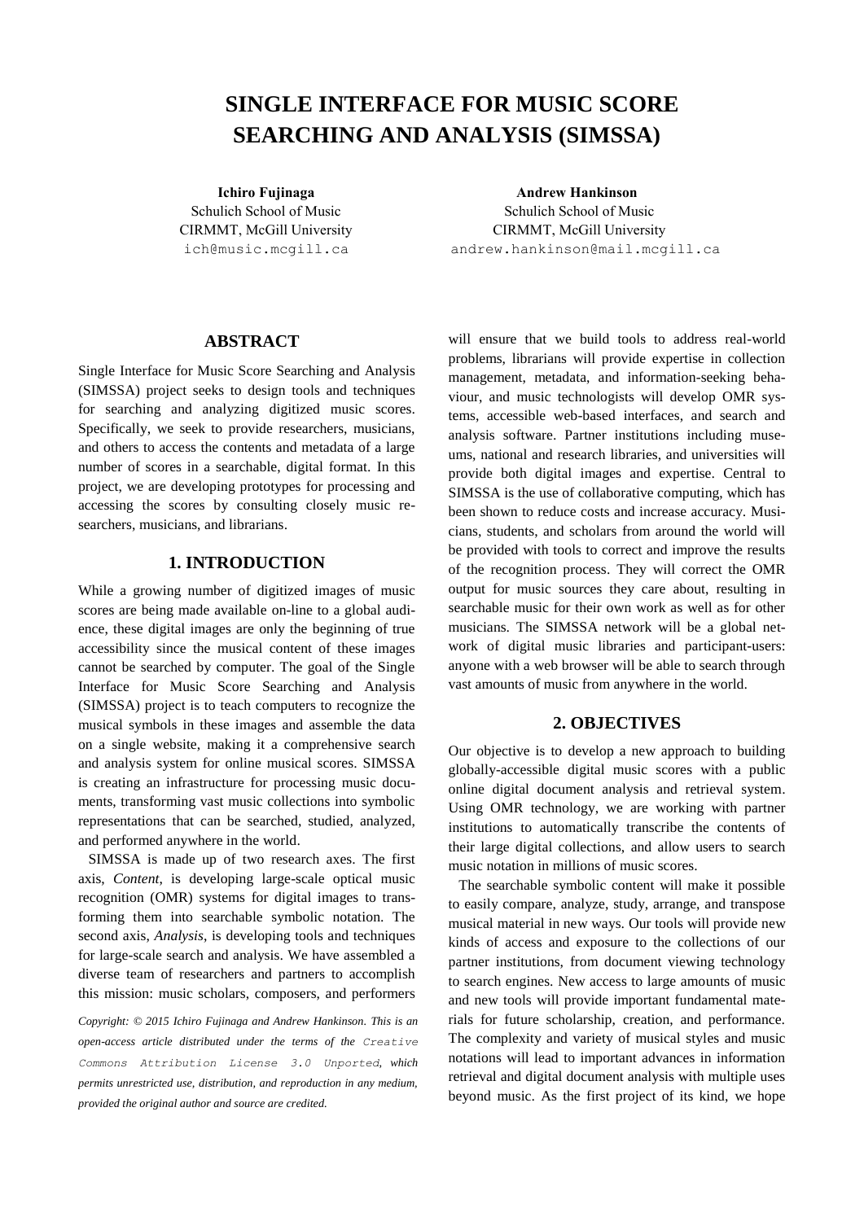# SINGLE INTERFACE FOR MUSIC SCORE SEARCHING AND ANALYSIS (SIMSSA)

**Ichiro Fujinaga**
Schulich School of Music
CIRMMT, McGill University
ich@music.mcgill.ca

**Andrew Hankinson**
Schulich School of Music
CIRMMT, McGill University
andrew.hankinson@mail.mcgill.ca

## ABSTRACT

Single Interface for Music Score Searching and Analysis (SIMSSA) project seeks to design tools and techniques for searching and analyzing digitized music scores. Specifically, we seek to provide researchers, musicians, and others to access the contents and metadata of a large number of scores in a searchable, digital format. In this project, we are developing prototypes for processing and accessing the scores by consulting closely music researchers, musicians, and librarians.

## 1. INTRODUCTION

While a growing number of digitized images of music scores are being made available on-line to a global audience, these digital images are only the beginning of true accessibility since the musical content of these images cannot be searched by computer. The goal of the Single Interface for Music Score Searching and Analysis (SIMSSA) project is to teach computers to recognize the musical symbols in these images and assemble the data on a single website, making it a comprehensive search and analysis system for online musical scores. SIMSSA is creating an infrastructure for processing music documents, transforming vast music collections into symbolic representations that can be searched, studied, analyzed, and performed anywhere in the world.

SIMSSA is made up of two research axes. The first axis, *Content*, is developing large-scale optical music recognition (OMR) systems for digital images to transforming them into searchable symbolic notation. The second axis, *Analysis*, is developing tools and techniques for large-scale search and analysis. We have assembled a diverse team of researchers and partners to accomplish this mission: music scholars, composers, and performers will ensure that we build tools to address real-world problems, librarians will provide expertise in collection management, metadata, and information-seeking behaviour, and music technologists will develop OMR systems, accessible web-based interfaces, and search and analysis software. Partner institutions including museums, national and research libraries, and universities will provide both digital images and expertise. Central to SIMSSA is the use of collaborative computing, which has been shown to reduce costs and increase accuracy. Musicians, students, and scholars from around the world will be provided with tools to correct and improve the results of the recognition process. They will correct the OMR output for music sources they care about, resulting in searchable music for their own work as well as for other musicians. The SIMSSA network will be a global network of digital music libraries and participant-users: anyone with a web browser will be able to search through vast amounts of music from anywhere in the world.

## 2. OBJECTIVES

Our objective is to develop a new approach to building globally-accessible digital music scores with a public online digital document analysis and retrieval system. Using OMR technology, we are working with partner institutions to automatically transcribe the contents of their large digital collections, and allow users to search music notation in millions of music scores.

The searchable symbolic content will make it possible to easily compare, analyze, study, arrange, and transpose musical material in new ways. Our tools will provide new kinds of access and exposure to the collections of our partner institutions, from document viewing technology to search engines. New access to large amounts of music and new tools will provide important fundamental materials for future scholarship, creation, and performance. The complexity and variety of musical styles and music notations will lead to important advances in information retrieval and digital document analysis with multiple uses beyond music. As the first project of its kind, we hope

*Copyright: © 2015 Ichiro Fujinaga and Andrew Hankinson. This is an open-access article distributed under the terms of the Creative Commons Attribution License 3.0 Unported, which permits unrestricted use, distribution, and reproduction in any medium, provided the original author and source are credited.*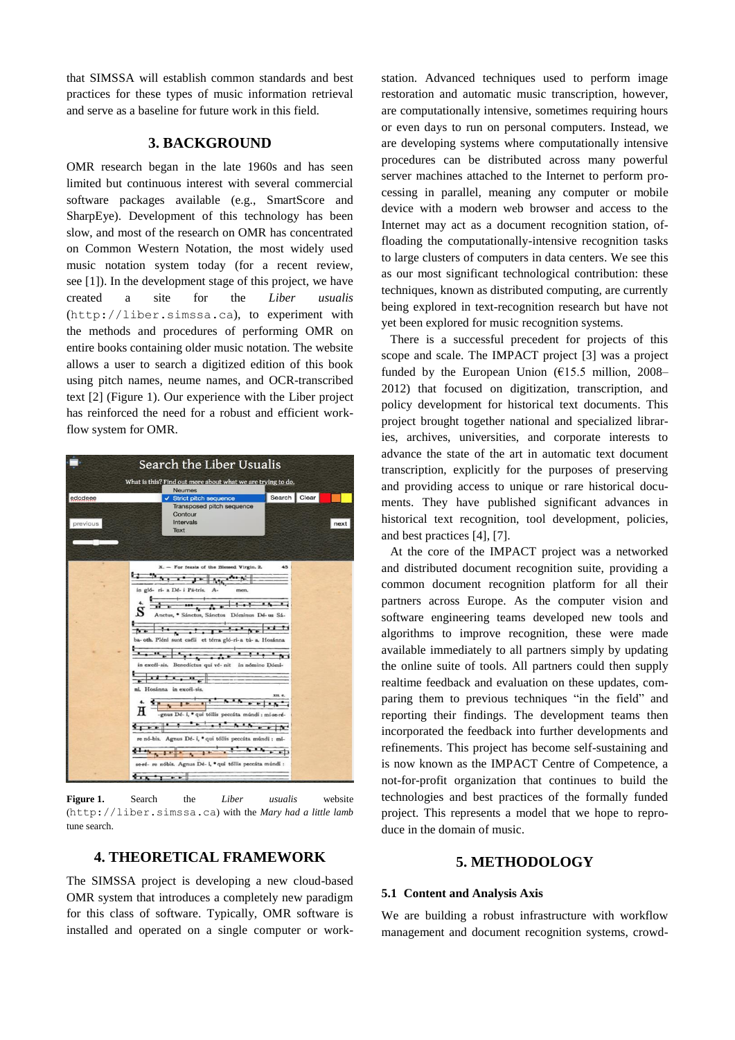that SIMSSA will establish common standards and best practices for these types of music information retrieval and serve as a baseline for future work in this field.

## 3. BACKGROUND

OMR research began in the late 1960s and has seen limited but continuous interest with several commercial software packages available (e.g., SmartScore and SharpEye). Development of this technology has been slow, and most of the research on OMR has concentrated on Common Western Notation, the most widely used music notation system today (for a recent review, see [1]). In the development stage of this project, we have created a site for the *Liber usualis* (`http://liber.simssa.ca`), to experiment with the methods and procedures of performing OMR on entire books containing older music notation. The website allows a user to search a digitized edition of this book using pitch names, neume names, and OCR-transcribed text [2] (Figure 1). Our experience with the Liber project has reinforced the need for a robust and efficient work-flow system for OMR.

**Figure 1.** Search the *Liber usualis* website (`http://liber.simssa.ca`) with the *Mary had a little lamb* tune search.

## 4. THEORETICAL FRAMEWORK

The SIMSSA project is developing a new cloud-based OMR system that introduces a completely new paradigm for this class of software. Typically, OMR software is installed and operated on a single computer or workstation. Advanced techniques used to perform image restoration and automatic music transcription, however, are computationally intensive, sometimes requiring hours or even days to run on personal computers. Instead, we are developing systems where computationally intensive procedures can be distributed across many powerful server machines attached to the Internet to perform processing in parallel, meaning any computer or mobile device with a modern web browser and access to the Internet may act as a document recognition station, offloading the computationally-intensive recognition tasks to large clusters of computers in data centers. We see this as our most significant technological contribution: these techniques, known as distributed computing, are currently being explored in text-recognition research but have not yet been explored for music recognition systems.

There is a successful precedent for projects of this scope and scale. The IMPACT project [3] was a project funded by the European Union (€15.5 million, 2008–2012) that focused on digitization, transcription, and policy development for historical text documents. This project brought together national and specialized libraries, archives, universities, and corporate interests to advance the state of the art in automatic text document transcription, explicitly for the purposes of preserving and providing access to unique or rare historical documents. They have published significant advances in historical text recognition, tool development, policies, and best practices [4], [7].

At the core of the IMPACT project was a networked and distributed document recognition suite, providing a common document recognition platform for all their partners across Europe. As the computer vision and software engineering teams developed new tools and algorithms to improve recognition, these were made available immediately to all partners simply by updating the online suite of tools. All partners could then supply realtime feedback and evaluation on these updates, comparing them to previous techniques "in the field" and reporting their findings. The development teams then incorporated the feedback into further developments and refinements. This project has become self-sustaining and is now known as the IMPACT Centre of Competence, a not-for-profit organization that continues to build the technologies and best practices of the formally funded project. This represents a model that we hope to reproduce in the domain of music.

## 5. METHODOLOGY

### 5.1 Content and Analysis Axis

We are building a robust infrastructure with workflow management and document recognition systems, crowd-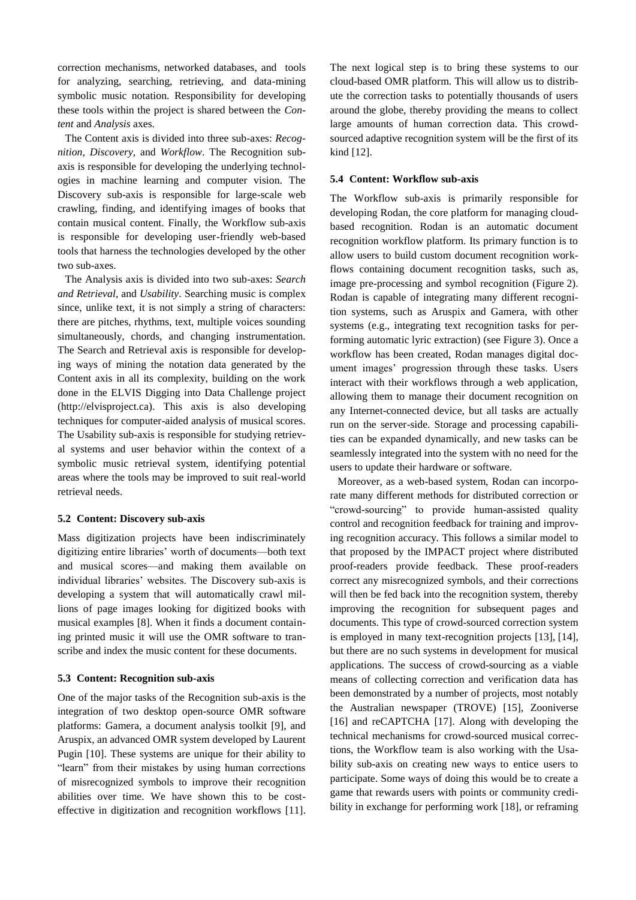correction mechanisms, networked databases, and tools for analyzing, searching, retrieving, and data-mining symbolic music notation. Responsibility for developing these tools within the project is shared between the *Content* and *Analysis* axes.

The Content axis is divided into three sub-axes: *Recognition, Discovery,* and *Workflow*. The Recognition sub-axis is responsible for developing the underlying technologies in machine learning and computer vision. The Discovery sub-axis is responsible for large-scale web crawling, finding, and identifying images of books that contain musical content. Finally, the Workflow sub-axis is responsible for developing user-friendly web-based tools that harness the technologies developed by the other two sub-axes.

The Analysis axis is divided into two sub-axes: *Search and Retrieval*, and *Usability*. Searching music is complex since, unlike text, it is not simply a string of characters: there are pitches, rhythms, text, multiple voices sounding simultaneously, chords, and changing instrumentation. The Search and Retrieval axis is responsible for developing ways of mining the notation data generated by the Content axis in all its complexity, building on the work done in the ELVIS Digging into Data Challenge project (http://elvisproject.ca). This axis is also developing techniques for computer-aided analysis of musical scores. The Usability sub-axis is responsible for studying retrieval systems and user behavior within the context of a symbolic music retrieval system, identifying potential areas where the tools may be improved to suit real-world retrieval needs.

### 5.2 Content: Discovery sub-axis

Mass digitization projects have been indiscriminately digitizing entire libraries' worth of documents—both text and musical scores—and making them available on individual libraries' websites. The Discovery sub-axis is developing a system that will automatically crawl millions of page images looking for digitized books with musical examples [8]. When it finds a document containing printed music it will use the OMR software to transcribe and index the music content for these documents.

### 5.3 Content: Recognition sub-axis

One of the major tasks of the Recognition sub-axis is the integration of two desktop open-source OMR software platforms: Gamera, a document analysis toolkit [9], and Aruspix, an advanced OMR system developed by Laurent Pugin [10]. These systems are unique for their ability to "learn" from their mistakes by using human corrections of misrecognized symbols to improve their recognition abilities over time. We have shown this to be cost-effective in digitization and recognition workflows [11]. The next logical step is to bring these systems to our cloud-based OMR platform. This will allow us to distribute the correction tasks to potentially thousands of users around the globe, thereby providing the means to collect large amounts of human correction data. This crowd-sourced adaptive recognition system will be the first of its kind [12].

### 5.4 Content: Workflow sub-axis

The Workflow sub-axis is primarily responsible for developing Rodan, the core platform for managing cloud-based recognition. Rodan is an automatic document recognition workflow platform. Its primary function is to allow users to build custom document recognition workflows containing document recognition tasks, such as, image pre-processing and symbol recognition (Figure 2). Rodan is capable of integrating many different recognition systems, such as Aruspix and Gamera, with other systems (e.g., integrating text recognition tasks for performing automatic lyric extraction) (see Figure 3). Once a workflow has been created, Rodan manages digital document images' progression through these tasks. Users interact with their workflows through a web application, allowing them to manage their document recognition on any Internet-connected device, but all tasks are actually run on the server-side. Storage and processing capabilities can be expanded dynamically, and new tasks can be seamlessly integrated into the system with no need for the users to update their hardware or software.

Moreover, as a web-based system, Rodan can incorporate many different methods for distributed correction or "crowd-sourcing" to provide human-assisted quality control and recognition feedback for training and improving recognition accuracy. This follows a similar model to that proposed by the IMPACT project where distributed proof-readers provide feedback. These proof-readers correct any misrecognized symbols, and their corrections will then be fed back into the recognition system, thereby improving the recognition for subsequent pages and documents. This type of crowd-sourced correction system is employed in many text-recognition projects [13], [14], but there are no such systems in development for musical applications. The success of crowd-sourcing as a viable means of collecting correction and verification data has been demonstrated by a number of projects, most notably the Australian newspaper (TROVE) [15], Zooniverse [16] and reCAPTCHA [17]. Along with developing the technical mechanisms for crowd-sourced musical corrections, the Workflow team is also working with the Usability sub-axis on creating new ways to entice users to participate. Some ways of doing this would be to create a game that rewards users with points or community credibility in exchange for performing work [18], or reframing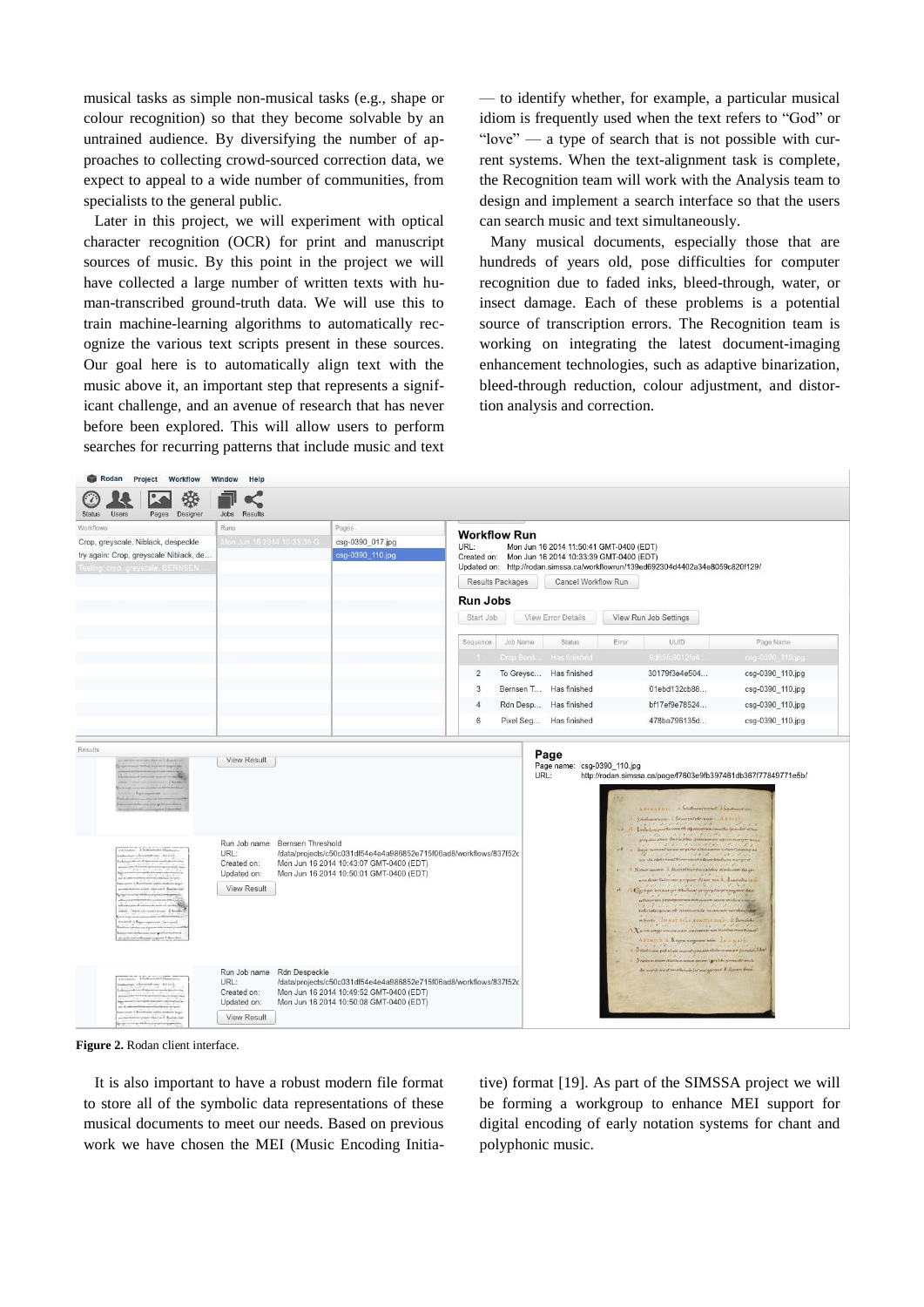musical tasks as simple non-musical tasks (e.g., shape or colour recognition) so that they become solvable by an untrained audience. By diversifying the number of approaches to collecting crowd-sourced correction data, we expect to appeal to a wide number of communities, from specialists to the general public.

Later in this project, we will experiment with optical character recognition (OCR) for print and manuscript sources of music. By this point in the project we will have collected a large number of written texts with human-transcribed ground-truth data. We will use this to train machine-learning algorithms to automatically recognize the various text scripts present in these sources. Our goal here is to automatically align text with the music above it, an important step that represents a significant challenge, and an avenue of research that has never before been explored. This will allow users to perform searches for recurring patterns that include music and text — to identify whether, for example, a particular musical idiom is frequently used when the text refers to "God" or "love" — a type of search that is not possible with current systems. When the text-alignment task is complete, the Recognition team will work with the Analysis team to design and implement a search interface so that the users can search music and text simultaneously.

Many musical documents, especially those that are hundreds of years old, pose difficulties for computer recognition due to faded inks, bleed-through, water, or insect damage. Each of these problems is a potential source of transcription errors. The Recognition team is working on integrating the latest document-imaging enhancement technologies, such as adaptive binarization, bleed-through reduction, colour adjustment, and distortion analysis and correction.

**Figure 2.** Rodan client interface.

It is also important to have a robust modern file format to store all of the symbolic data representations of these musical documents to meet our needs. Based on previous work we have chosen the MEI (Music Encoding Initiative) format [19]. As part of the SIMSSA project we will be forming a workgroup to enhance MEI support for digital encoding of early notation systems for chant and polyphonic music.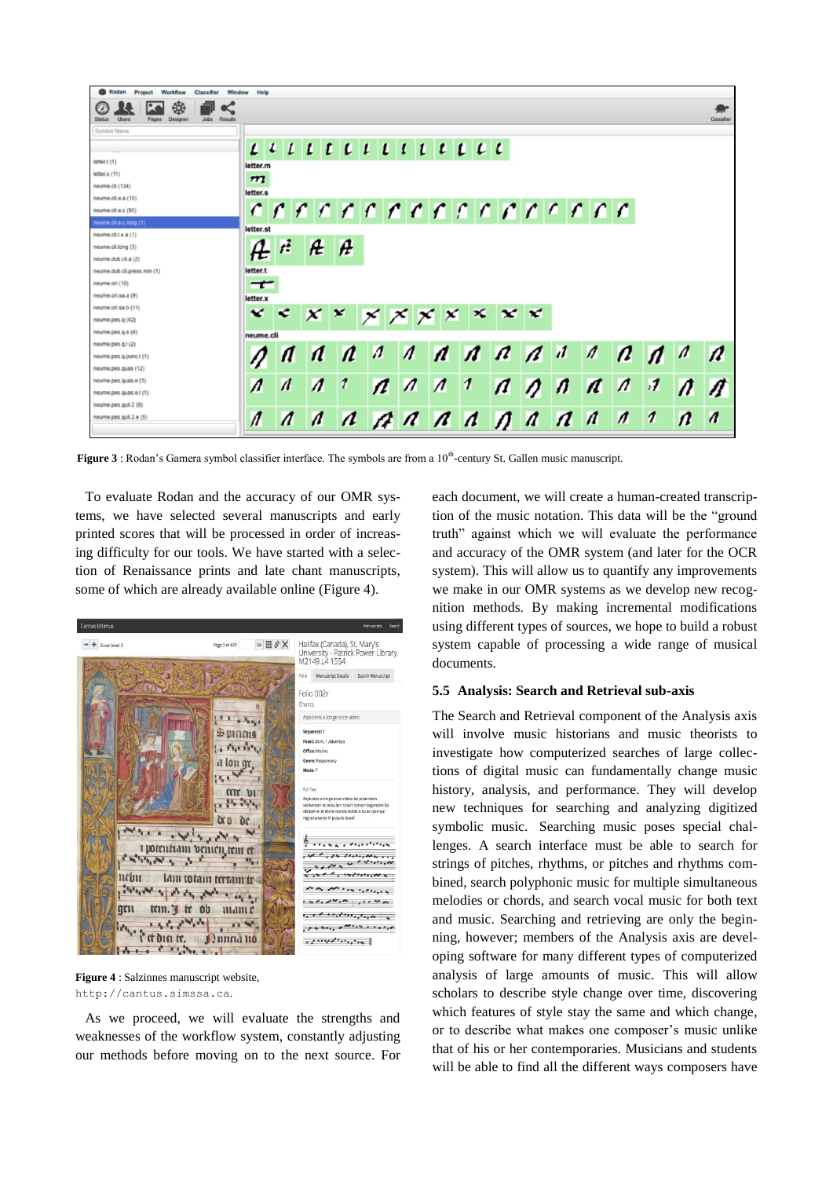**Figure 3** : Rodan's Gamera symbol classifier interface. The symbols are from a 10th-century St. Gallen music manuscript.

To evaluate Rodan and the accuracy of our OMR systems, we have selected several manuscripts and early printed scores that will be processed in order of increasing difficulty for our tools. We have started with a selection of Renaissance prints and late chant manuscripts, some of which are already available online (Figure 4).

**Figure 4** : Salzinnes manuscript website, `http://cantus.simssa.ca`.

As we proceed, we will evaluate the strengths and weaknesses of the workflow system, constantly adjusting our methods before moving on to the next source. For each document, we will create a human-created transcription of the music notation. This data will be the "ground truth" against which we will evaluate the performance and accuracy of the OMR system (and later for the OCR system). This will allow us to quantify any improvements we make in our OMR systems as we develop new recognition methods. By making incremental modifications using different types of sources, we hope to build a robust system capable of processing a wide range of musical documents.

### 5.5 Analysis: Search and Retrieval sub-axis

The Search and Retrieval component of the Analysis axis will involve music historians and music theorists to investigate how computerized searches of large collections of digital music can fundamentally change music history, analysis, and performance. They will develop new techniques for searching and analyzing digitized symbolic music. Searching music poses special challenges. A search interface must be able to search for strings of pitches, rhythms, or pitches and rhythms combined, search polyphonic music for multiple simultaneous melodies or chords, and search vocal music for both text and music. Searching and retrieving are only the beginning, however; members of the Analysis axis are developing software for many different types of computerized analysis of large amounts of music. This will allow scholars to describe style change over time, discovering which features of style stay the same and which change, or to describe what makes one composer's music unlike that of his or her contemporaries. Musicians and students will be able to find all the different ways composers have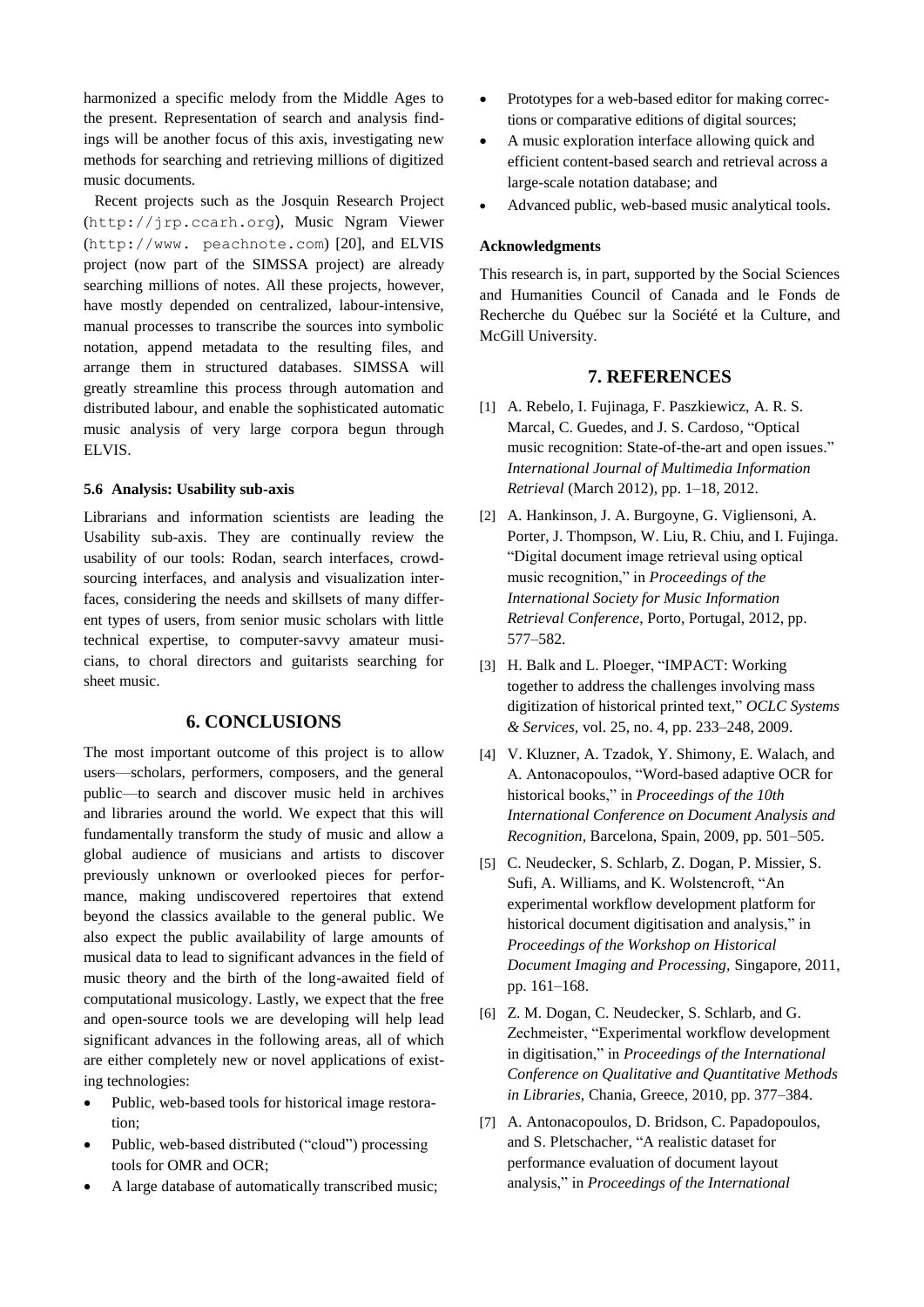harmonized a specific melody from the Middle Ages to the present. Representation of search and analysis findings will be another focus of this axis, investigating new methods for searching and retrieving millions of digitized music documents.

Recent projects such as the Josquin Research Project (http://jrp.ccarh.org), Music Ngram Viewer (http://www. peachnote.com) [20], and ELVIS project (now part of the SIMSSA project) are already searching millions of notes. All these projects, however, have mostly depended on centralized, labour-intensive, manual processes to transcribe the sources into symbolic notation, append metadata to the resulting files, and arrange them in structured databases. SIMSSA will greatly streamline this process through automation and distributed labour, and enable the sophisticated automatic music analysis of very large corpora begun through ELVIS.

### 5.6 Analysis: Usability sub-axis

Librarians and information scientists are leading the Usability sub-axis. They are continually review the usability of our tools: Rodan, search interfaces, crowd-sourcing interfaces, and analysis and visualization interfaces, considering the needs and skillsets of many different types of users, from senior music scholars with little technical expertise, to computer-savvy amateur musicians, to choral directors and guitarists searching for sheet music.

## 6. CONCLUSIONS

The most important outcome of this project is to allow users—scholars, performers, composers, and the general public—to search and discover music held in archives and libraries around the world. We expect that this will fundamentally transform the study of music and allow a global audience of musicians and artists to discover previously unknown or overlooked pieces for performance, making undiscovered repertoires that extend beyond the classics available to the general public. We also expect the public availability of large amounts of musical data to lead to significant advances in the field of music theory and the birth of the long-awaited field of computational musicology. Lastly, we expect that the free and open-source tools we are developing will help lead significant advances in the following areas, all of which are either completely new or novel applications of existing technologies:

- Public, web-based tools for historical image restoration;
- Public, web-based distributed ("cloud") processing tools for OMR and OCR;
- A large database of automatically transcribed music;
- Prototypes for a web-based editor for making corrections or comparative editions of digital sources;
- A music exploration interface allowing quick and efficient content-based search and retrieval across a large-scale notation database; and
- Advanced public, web-based music analytical tools.

#### Acknowledgments

This research is, in part, supported by the Social Sciences and Humanities Council of Canada and le Fonds de Recherche du Québec sur la Société et la Culture, and McGill University.

## 7. REFERENCES

[1] A. Rebelo, I. Fujinaga, F. Paszkiewicz, A. R. S. Marcal, C. Guedes, and J. S. Cardoso, "Optical music recognition: State-of-the-art and open issues." *International Journal of Multimedia Information Retrieval* (March 2012), pp. 1–18, 2012.

[2] A. Hankinson, J. A. Burgoyne, G. Vigliensoni, A. Porter, J. Thompson, W. Liu, R. Chiu, and I. Fujinga. "Digital document image retrieval using optical music recognition," in *Proceedings of the International Society for Music Information Retrieval Conference*, Porto, Portugal, 2012, pp. 577–582.

[3] H. Balk and L. Ploeger, "IMPACT: Working together to address the challenges involving mass digitization of historical printed text," *OCLC Systems & Services*, vol. 25, no. 4, pp. 233–248, 2009.

[4] V. Kluzner, A. Tzadok, Y. Shimony, E. Walach, and A. Antonacopoulos, "Word-based adaptive OCR for historical books," in *Proceedings of the 10th International Conference on Document Analysis and Recognition*, Barcelona, Spain, 2009, pp. 501–505.

[5] C. Neudecker, S. Schlarb, Z. Dogan, P. Missier, S. Sufi, A. Williams, and K. Wolstencroft, "An experimental workflow development platform for historical document digitisation and analysis," in *Proceedings of the Workshop on Historical Document Imaging and Processing,* Singapore, 2011, pp. 161–168.

[6] Z. M. Dogan, C. Neudecker, S. Schlarb, and G. Zechmeister, "Experimental workflow development in digitisation," in *Proceedings of the International Conference on Qualitative and Quantitative Methods in Libraries,* Chania, Greece, 2010, pp. 377–384.

[7] A. Antonacopoulos, D. Bridson, C. Papadopoulos, and S. Pletschacher, "A realistic dataset for performance evaluation of document layout analysis," in *Proceedings of the International*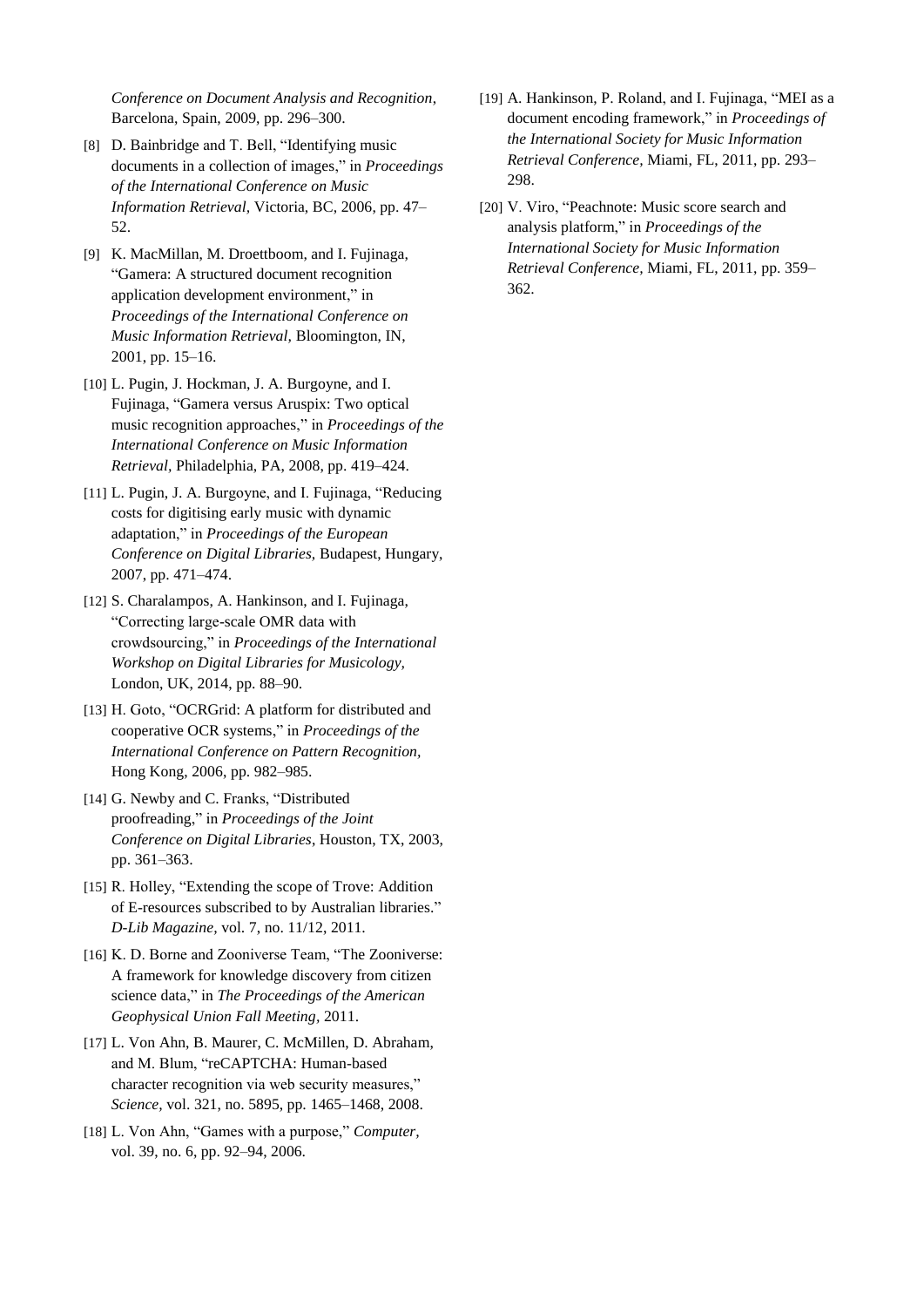*Conference on Document Analysis and Recognition*, Barcelona, Spain, 2009, pp. 296–300.

[8] D. Bainbridge and T. Bell, "Identifying music documents in a collection of images," in *Proceedings of the International Conference on Music Information Retrieval,* Victoria, BC, 2006, pp. 47–52.

[9] K. MacMillan, M. Droettboom, and I. Fujinaga, "Gamera: A structured document recognition application development environment," in *Proceedings of the International Conference on Music Information Retrieval,* Bloomington, IN, 2001, pp. 15–16.

[10] L. Pugin, J. Hockman, J. A. Burgoyne, and I. Fujinaga, "Gamera versus Aruspix: Two optical music recognition approaches," in *Proceedings of the International Conference on Music Information Retrieval*, Philadelphia, PA, 2008, pp. 419–424.

[11] L. Pugin, J. A. Burgoyne, and I. Fujinaga, "Reducing costs for digitising early music with dynamic adaptation," in *Proceedings of the European Conference on Digital Libraries,* Budapest, Hungary, 2007, pp. 471–474.

[12] S. Charalampos, A. Hankinson, and I. Fujinaga, "Correcting large-scale OMR data with crowdsourcing," in *Proceedings of the International Workshop on Digital Libraries for Musicology,* London, UK, 2014, pp. 88–90.

[13] H. Goto, "OCRGrid: A platform for distributed and cooperative OCR systems," in *Proceedings of the International Conference on Pattern Recognition,* Hong Kong, 2006, pp. 982–985.

[14] G. Newby and C. Franks, "Distributed proofreading," in *Proceedings of the Joint Conference on Digital Libraries*, Houston, TX, 2003, pp. 361–363.

[15] R. Holley, "Extending the scope of Trove: Addition of E-resources subscribed to by Australian libraries." *D-Lib Magazine,* vol. 7, no. 11/12, 2011.

[16] K. D. Borne and Zooniverse Team, "The Zooniverse: A framework for knowledge discovery from citizen science data," in *The Proceedings of the American Geophysical Union Fall Meeting*, 2011.

[17] L. Von Ahn, B. Maurer, C. McMillen, D. Abraham, and M. Blum, "reCAPTCHA: Human-based character recognition via web security measures," *Science,* vol. 321, no. 5895, pp. 1465–1468, 2008.

[18] L. Von Ahn, "Games with a purpose," *Computer,* vol. 39, no. 6, pp. 92–94, 2006.

[19] A. Hankinson, P. Roland, and I. Fujinaga, "MEI as a document encoding framework," in *Proceedings of the International Society for Music Information Retrieval Conference,* Miami, FL, 2011, pp. 293–298.

[20] V. Viro, "Peachnote: Music score search and analysis platform," in *Proceedings of the International Society for Music Information Retrieval Conference,* Miami, FL, 2011, pp. 359–362.